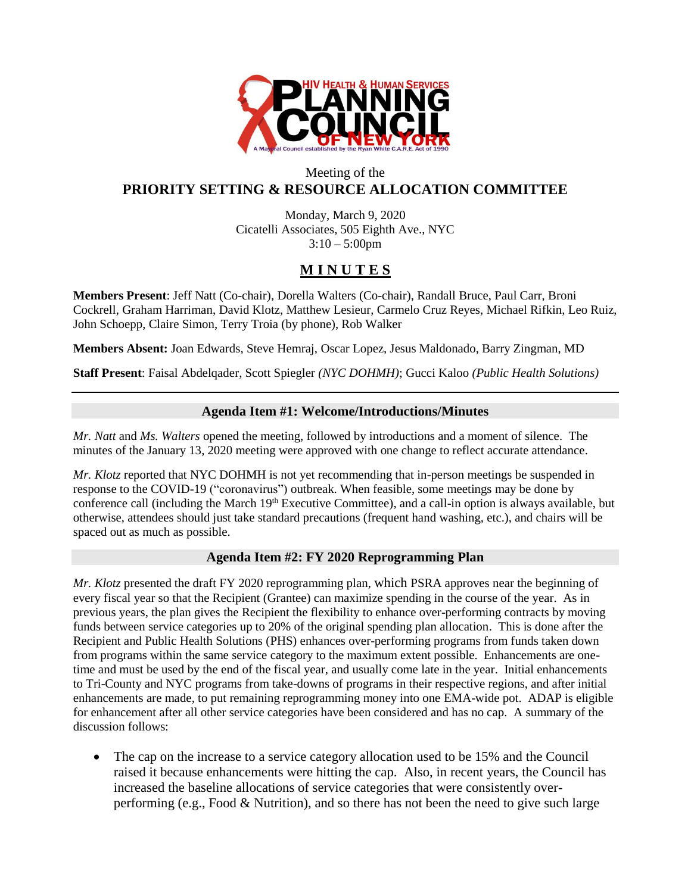Meeting of the

# PRIORITY SETTING & RESOURCE ALLOCATION COMMITTEE

Monday, March 9, 2020
Cicatelli Associates, 505 Eighth Ave., NYC
3:10 – 5:00pm

## MINUTES

**Members Present**: Jeff Natt (Co-chair), Dorella Walters (Co-chair), Randall Bruce, Paul Carr, Broni Cockrell, Graham Harriman, David Klotz, Matthew Lesieur, Carmelo Cruz Reyes, Michael Rifkin, Leo Ruiz, John Schoepp, Claire Simon, Terry Troia (by phone), Rob Walker

**Members Absent:** Joan Edwards, Steve Hemraj, Oscar Lopez, Jesus Maldonado, Barry Zingman, MD

**Staff Present**: Faisal Abdelqader, Scott Spiegler *(NYC DOHMH)*; Gucci Kaloo *(Public Health Solutions)*

---

### Agenda Item #1: Welcome/Introductions/Minutes

*Mr. Natt* and *Ms. Walters* opened the meeting, followed by introductions and a moment of silence. The minutes of the January 13, 2020 meeting were approved with one change to reflect accurate attendance.

*Mr. Klotz* reported that NYC DOHMH is not yet recommending that in-person meetings be suspended in response to the COVID-19 ("coronavirus") outbreak. When feasible, some meetings may be done by conference call (including the March 19th Executive Committee), and a call-in option is always available, but otherwise, attendees should just take standard precautions (frequent hand washing, etc.), and chairs will be spaced out as much as possible.

### Agenda Item #2: FY 2020 Reprogramming Plan

*Mr. Klotz* presented the draft FY 2020 reprogramming plan, which PSRA approves near the beginning of every fiscal year so that the Recipient (Grantee) can maximize spending in the course of the year. As in previous years, the plan gives the Recipient the flexibility to enhance over-performing contracts by moving funds between service categories up to 20% of the original spending plan allocation. This is done after the Recipient and Public Health Solutions (PHS) enhances over-performing programs from funds taken down from programs within the same service category to the maximum extent possible. Enhancements are one-time and must be used by the end of the fiscal year, and usually come late in the year. Initial enhancements to Tri-County and NYC programs from take-downs of programs in their respective regions, and after initial enhancements are made, to put remaining reprogramming money into one EMA-wide pot. ADAP is eligible for enhancement after all other service categories have been considered and has no cap. A summary of the discussion follows:

- The cap on the increase to a service category allocation used to be 15% and the Council raised it because enhancements were hitting the cap. Also, in recent years, the Council has increased the baseline allocations of service categories that were consistently over-performing (e.g., Food & Nutrition), and so there has not been the need to give such large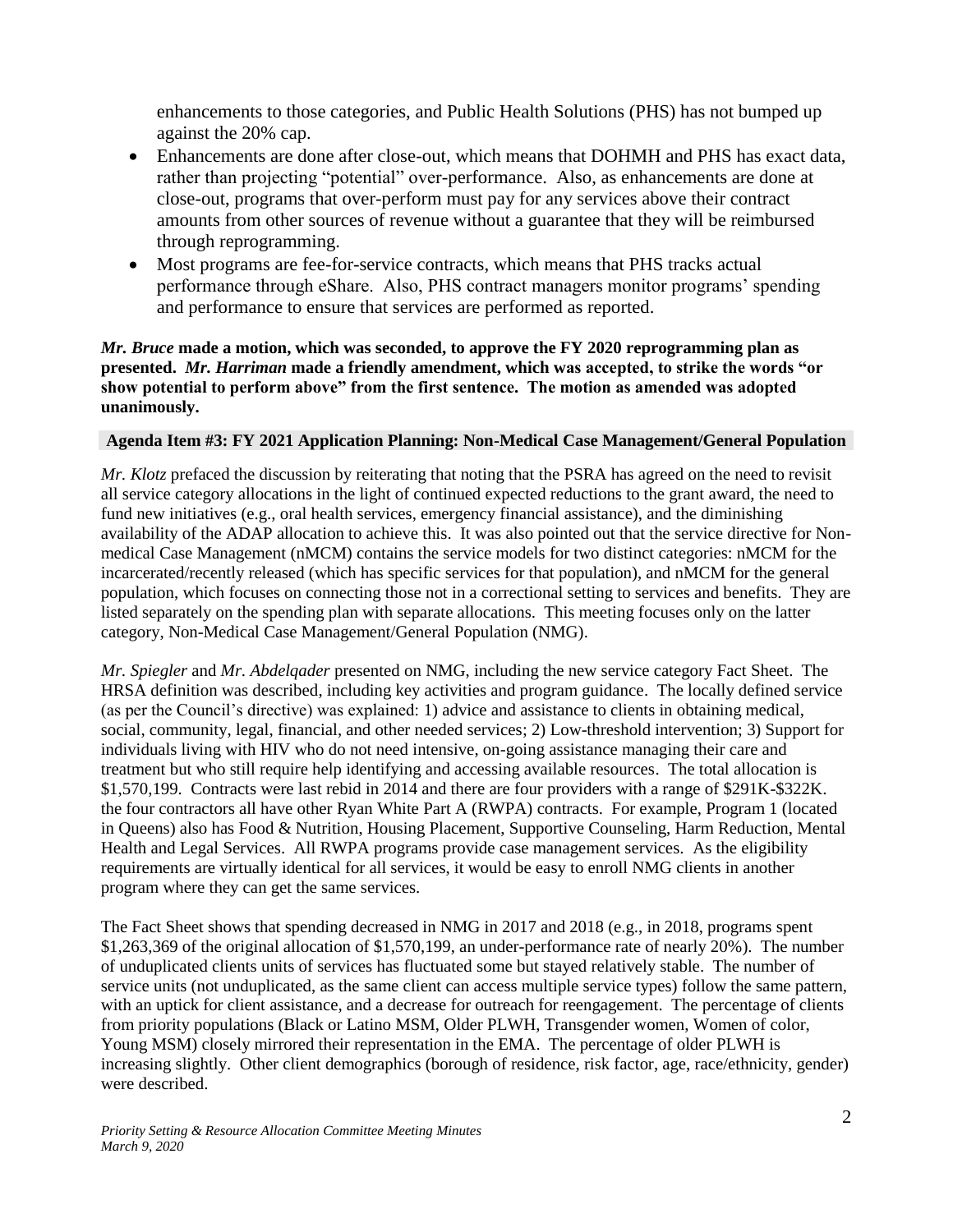enhancements to those categories, and Public Health Solutions (PHS) has not bumped up against the 20% cap.

- Enhancements are done after close-out, which means that DOHMH and PHS has exact data, rather than projecting "potential" over-performance. Also, as enhancements are done at close-out, programs that over-perform must pay for any services above their contract amounts from other sources of revenue without a guarantee that they will be reimbursed through reprogramming.
- Most programs are fee-for-service contracts, which means that PHS tracks actual performance through eShare. Also, PHS contract managers monitor programs' spending and performance to ensure that services are performed as reported.

***Mr. Bruce*** **made a motion, which was seconded, to approve the FY 2020 reprogramming plan as presented.** ***Mr. Harriman*** **made a friendly amendment, which was accepted, to strike the words "or show potential to perform above" from the first sentence. The motion as amended was adopted unanimously.**

**Agenda Item #3: FY 2021 Application Planning: Non-Medical Case Management/General Population**

*Mr. Klotz* prefaced the discussion by reiterating that noting that the PSRA has agreed on the need to revisit all service category allocations in the light of continued expected reductions to the grant award, the need to fund new initiatives (e.g., oral health services, emergency financial assistance), and the diminishing availability of the ADAP allocation to achieve this. It was also pointed out that the service directive for Non-medical Case Management (nMCM) contains the service models for two distinct categories: nMCM for the incarcerated/recently released (which has specific services for that population), and nMCM for the general population, which focuses on connecting those not in a correctional setting to services and benefits. They are listed separately on the spending plan with separate allocations. This meeting focuses only on the latter category, Non-Medical Case Management/General Population (NMG).

*Mr. Spiegler* and *Mr. Abdelqader* presented on NMG, including the new service category Fact Sheet. The HRSA definition was described, including key activities and program guidance. The locally defined service (as per the Council's directive) was explained: 1) advice and assistance to clients in obtaining medical, social, community, legal, financial, and other needed services; 2) Low-threshold intervention; 3) Support for individuals living with HIV who do not need intensive, on-going assistance managing their care and treatment but who still require help identifying and accessing available resources. The total allocation is \$1,570,199. Contracts were last rebid in 2014 and there are four providers with a range of \$291K-\$322K. the four contractors all have other Ryan White Part A (RWPA) contracts. For example, Program 1 (located in Queens) also has Food & Nutrition, Housing Placement, Supportive Counseling, Harm Reduction, Mental Health and Legal Services. All RWPA programs provide case management services. As the eligibility requirements are virtually identical for all services, it would be easy to enroll NMG clients in another program where they can get the same services.

The Fact Sheet shows that spending decreased in NMG in 2017 and 2018 (e.g., in 2018, programs spent \$1,263,369 of the original allocation of \$1,570,199, an under-performance rate of nearly 20%). The number of unduplicated clients units of services has fluctuated some but stayed relatively stable. The number of service units (not unduplicated, as the same client can access multiple service types) follow the same pattern, with an uptick for client assistance, and a decrease for outreach for reengagement. The percentage of clients from priority populations (Black or Latino MSM, Older PLWH, Transgender women, Women of color, Young MSM) closely mirrored their representation in the EMA. The percentage of older PLWH is increasing slightly. Other client demographics (borough of residence, risk factor, age, race/ethnicity, gender) were described.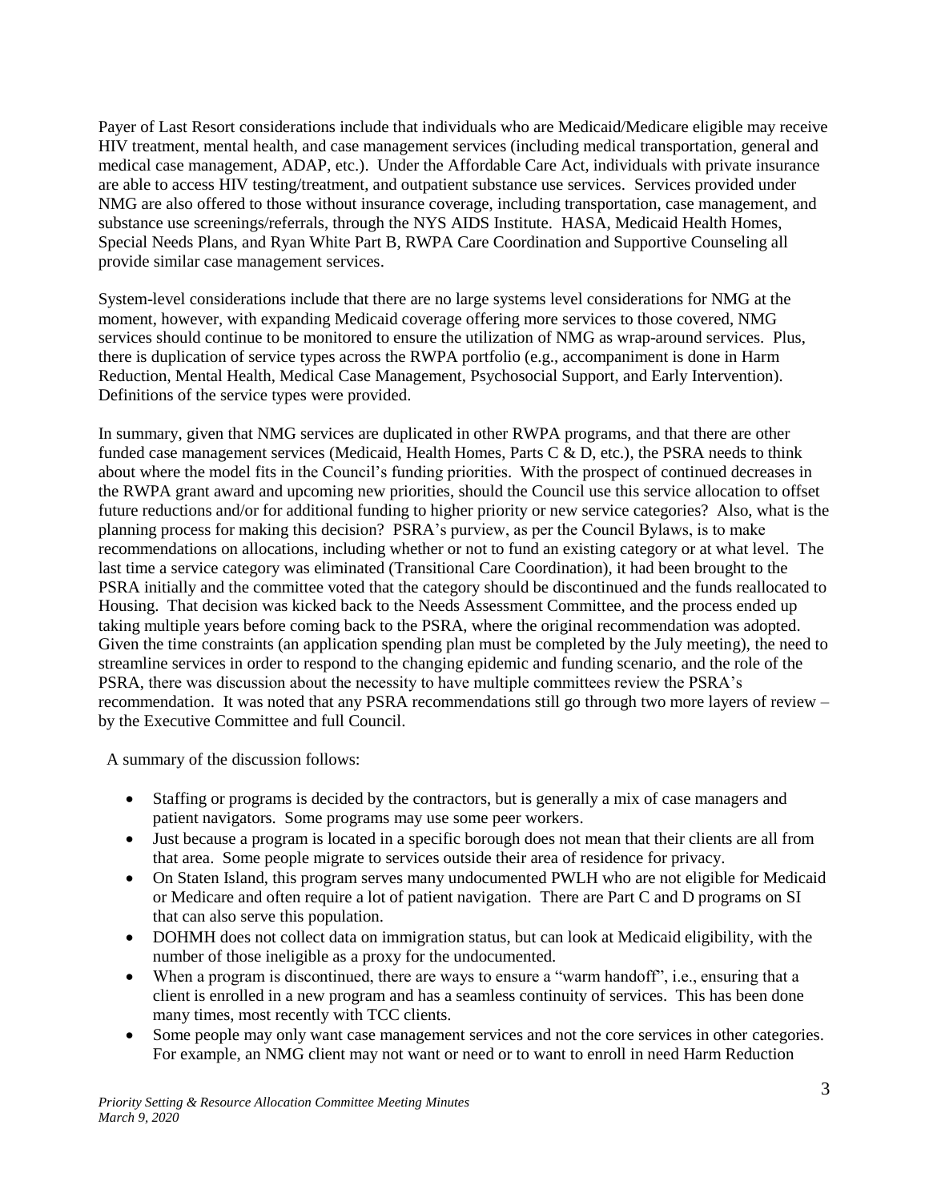Payer of Last Resort considerations include that individuals who are Medicaid/Medicare eligible may receive HIV treatment, mental health, and case management services (including medical transportation, general and medical case management, ADAP, etc.). Under the Affordable Care Act, individuals with private insurance are able to access HIV testing/treatment, and outpatient substance use services. Services provided under NMG are also offered to those without insurance coverage, including transportation, case management, and substance use screenings/referrals, through the NYS AIDS Institute. HASA, Medicaid Health Homes, Special Needs Plans, and Ryan White Part B, RWPA Care Coordination and Supportive Counseling all provide similar case management services.

System-level considerations include that there are no large systems level considerations for NMG at the moment, however, with expanding Medicaid coverage offering more services to those covered, NMG services should continue to be monitored to ensure the utilization of NMG as wrap-around services. Plus, there is duplication of service types across the RWPA portfolio (e.g., accompaniment is done in Harm Reduction, Mental Health, Medical Case Management, Psychosocial Support, and Early Intervention). Definitions of the service types were provided.

In summary, given that NMG services are duplicated in other RWPA programs, and that there are other funded case management services (Medicaid, Health Homes, Parts C & D, etc.), the PSRA needs to think about where the model fits in the Council's funding priorities. With the prospect of continued decreases in the RWPA grant award and upcoming new priorities, should the Council use this service allocation to offset future reductions and/or for additional funding to higher priority or new service categories? Also, what is the planning process for making this decision? PSRA's purview, as per the Council Bylaws, is to make recommendations on allocations, including whether or not to fund an existing category or at what level. The last time a service category was eliminated (Transitional Care Coordination), it had been brought to the PSRA initially and the committee voted that the category should be discontinued and the funds reallocated to Housing. That decision was kicked back to the Needs Assessment Committee, and the process ended up taking multiple years before coming back to the PSRA, where the original recommendation was adopted. Given the time constraints (an application spending plan must be completed by the July meeting), the need to streamline services in order to respond to the changing epidemic and funding scenario, and the role of the PSRA, there was discussion about the necessity to have multiple committees review the PSRA's recommendation. It was noted that any PSRA recommendations still go through two more layers of review – by the Executive Committee and full Council.

A summary of the discussion follows:

- Staffing or programs is decided by the contractors, but is generally a mix of case managers and patient navigators. Some programs may use some peer workers.
- Just because a program is located in a specific borough does not mean that their clients are all from that area. Some people migrate to services outside their area of residence for privacy.
- On Staten Island, this program serves many undocumented PWLH who are not eligible for Medicaid or Medicare and often require a lot of patient navigation. There are Part C and D programs on SI that can also serve this population.
- DOHMH does not collect data on immigration status, but can look at Medicaid eligibility, with the number of those ineligible as a proxy for the undocumented.
- When a program is discontinued, there are ways to ensure a "warm handoff", i.e., ensuring that a client is enrolled in a new program and has a seamless continuity of services. This has been done many times, most recently with TCC clients.
- Some people may only want case management services and not the core services in other categories. For example, an NMG client may not want or need or to want to enroll in need Harm Reduction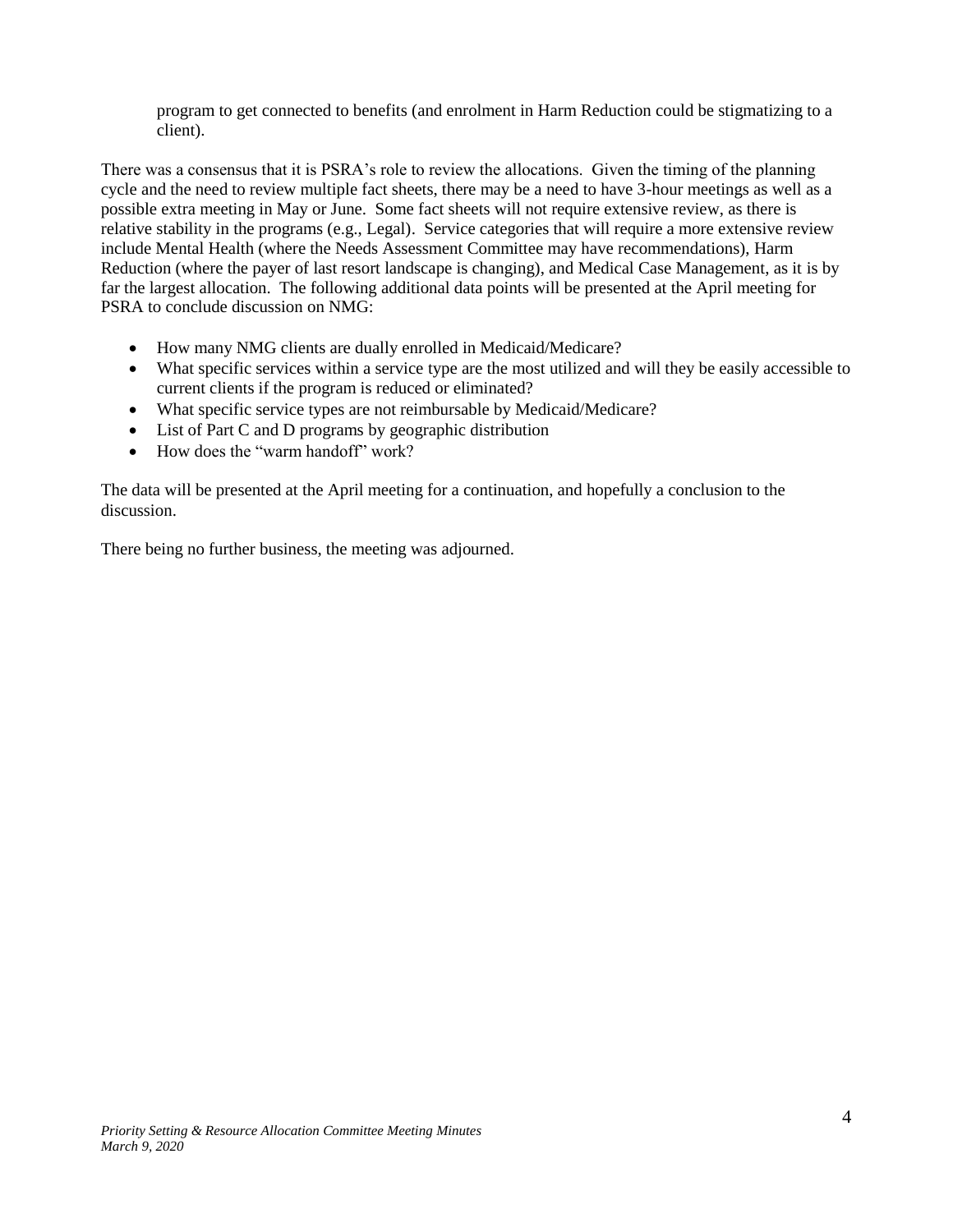program to get connected to benefits (and enrolment in Harm Reduction could be stigmatizing to a client).

There was a consensus that it is PSRA's role to review the allocations. Given the timing of the planning cycle and the need to review multiple fact sheets, there may be a need to have 3-hour meetings as well as a possible extra meeting in May or June. Some fact sheets will not require extensive review, as there is relative stability in the programs (e.g., Legal). Service categories that will require a more extensive review include Mental Health (where the Needs Assessment Committee may have recommendations), Harm Reduction (where the payer of last resort landscape is changing), and Medical Case Management, as it is by far the largest allocation. The following additional data points will be presented at the April meeting for PSRA to conclude discussion on NMG:

- How many NMG clients are dually enrolled in Medicaid/Medicare?
- What specific services within a service type are the most utilized and will they be easily accessible to current clients if the program is reduced or eliminated?
- What specific service types are not reimbursable by Medicaid/Medicare?
- List of Part C and D programs by geographic distribution
- How does the "warm handoff" work?

The data will be presented at the April meeting for a continuation, and hopefully a conclusion to the discussion.

There being no further business, the meeting was adjourned.